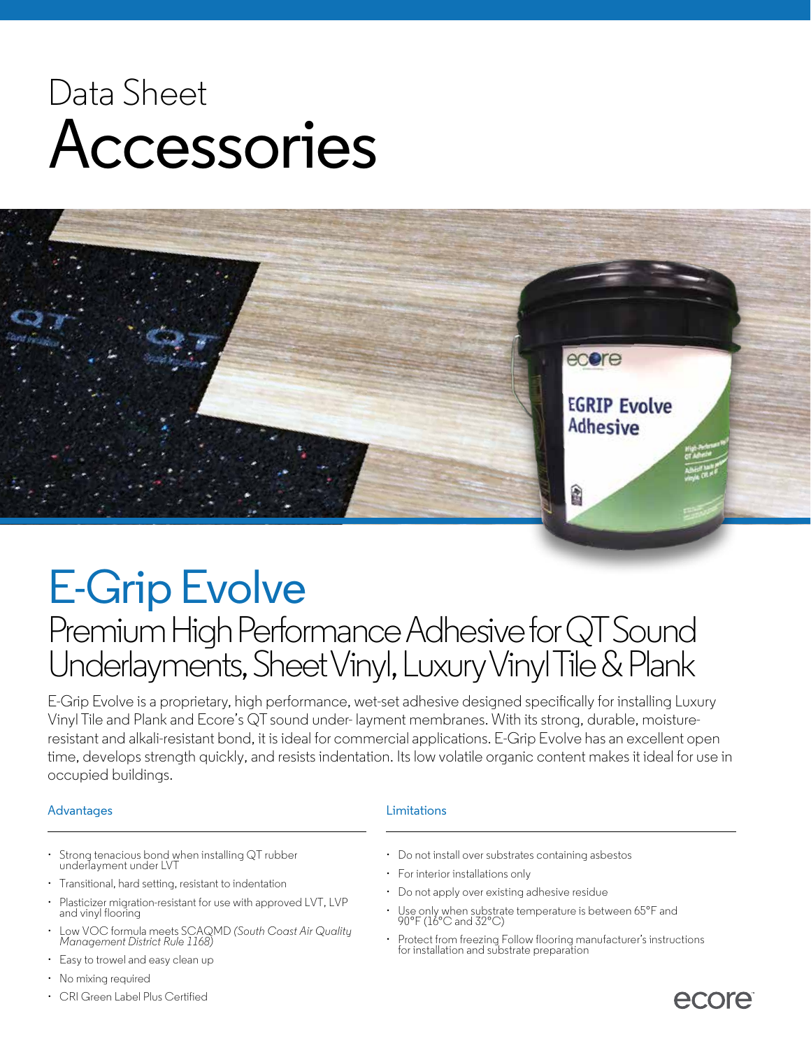# Data Sheet
# Accessories

## E-Grip Evolve

### Premium High Performance Adhesive for QT Sound Underlayments, Sheet Vinyl, Luxury Vinyl Tile & Plank

E-Grip Evolve is a proprietary, high performance, wet-set adhesive designed specifically for installing Luxury Vinyl Tile and Plank and Ecore's QT sound under- layment membranes. With its strong, durable, moisture-resistant and alkali-resistant bond, it is ideal for commercial applications. E-Grip Evolve has an excellent open time, develops strength quickly, and resists indentation. Its low volatile organic content makes it ideal for use in occupied buildings.

#### Advantages

- Strong tenacious bond when installing QT rubber underlayment under LVT
- Transitional, hard setting, resistant to indentation
- Plasticizer migration-resistant for use with approved LVT, LVP and vinyl flooring
- Low VOC formula meets SCAQMD *(South Coast Air Quality Management District Rule 1168)*
- Easy to trowel and easy clean up
- No mixing required
- CRI Green Label Plus Certified

#### Limitations

- Do not install over substrates containing asbestos
- For interior installations only
- Do not apply over existing adhesive residue
- Use only when substrate temperature is between 65°F and 90°F (16°C and 32°C)
- Protect from freezing Follow flooring manufacturer's instructions for installation and substrate preparation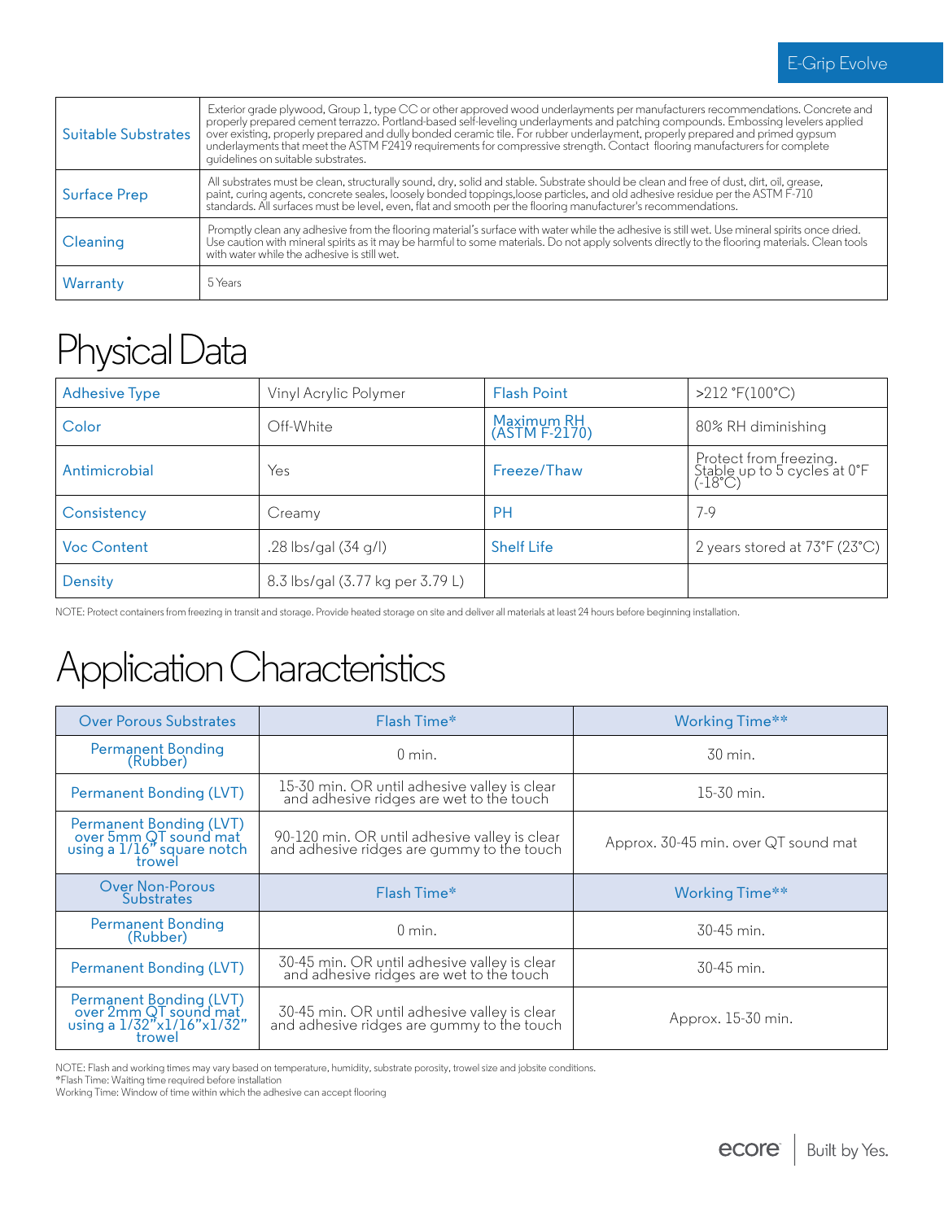| Suitable Substrates | Exterior grade plywood, Group 1, type CC or other approved wood underlayments per manufacturers recommendations. Concrete and properly prepared cement terrazzo. Portland-based self-leveling underlayments and patching compounds. Embossing levelers applied over existing, properly prepared and dully bonded ceramic tile. For rubber underlayment, properly prepared and primed gypsum underlayments that meet the ASTM F2419 requirements for compressive strength. Contact flooring manufacturers for complete guidelines on suitable substrates. |
|---|---|
| Surface Prep | All substrates must be clean, structurally sound, dry, solid and stable. Substrate should be clean and free of dust, dirt, oil, grease, paint, curing agents, concrete seales, loosely bonded toppings,loose particles, and old adhesive residue per the ASTM F-710 standards. All surfaces must be level, even, flat and smooth per the flooring manufacturer's recommendations. |
| Cleaning | Promptly clean any adhesive from the flooring material's surface with water while the adhesive is still wet. Use mineral spirits once dried. Use caution with mineral spirits as it may be harmful to some materials. Do not apply solvents directly to the flooring materials. Clean tools with water while the adhesive is still wet. |
| Warranty | 5 Years |

# Physical Data

| Adhesive Type | Vinyl Acrylic Polymer | Flash Point | >212 °F(100°C) |
|---|---|---|---|
| Color | Off-White | Maximum RH (ASTM F-2170) | 80% RH diminishing |
| Antimicrobial | Yes | Freeze/Thaw | Protect from freezing. Stable up to 5 cycles at 0°F (-18°C) |
| Consistency | Creamy | PH | 7-9 |
| Voc Content | .28 lbs/gal (34 g/l) | Shelf Life | 2 years stored at 73°F (23°C) |
| Density | 8.3 lbs/gal (3.77 kg per 3.79 L) | | |

NOTE: Protect containers from freezing in transit and storage. Provide heated storage on site and deliver all materials at least 24 hours before beginning installation.

# Application Characteristics

| Over Porous Substrates | Flash Time* | Working Time** |
|---|---|---|
| Permanent Bonding (Rubber) | 0 min. | 30 min. |
| Permanent Bonding (LVT) | 15-30 min. OR until adhesive valley is clear and adhesive ridges are wet to the touch | 15-30 min. |
| Permanent Bonding (LVT) over 5mm QT sound mat using a 1/16" square notch trowel | 90-120 min. OR until adhesive valley is clear and adhesive ridges are gummy to the touch | Approx. 30-45 min. over QT sound mat |
| **Over Non-Porous Substrates** | **Flash Time*** | **Working Time**** |
| Permanent Bonding (Rubber) | 0 min. | 30-45 min. |
| Permanent Bonding (LVT) | 30-45 min. OR until adhesive valley is clear and adhesive ridges are wet to the touch | 30-45 min. |
| Permanent Bonding (LVT) over 2mm QT sound mat using a 1/32"x1/16"x1/32" trowel | 30-45 min. OR until adhesive valley is clear and adhesive ridges are gummy to the touch | Approx. 15-30 min. |

NOTE: Flash and working times may vary based on temperature, humidity, substrate porosity, trowel size and jobsite conditions.
*Flash Time: Waiting time required before installation
Working Time: Window of time within which the adhesive can accept flooring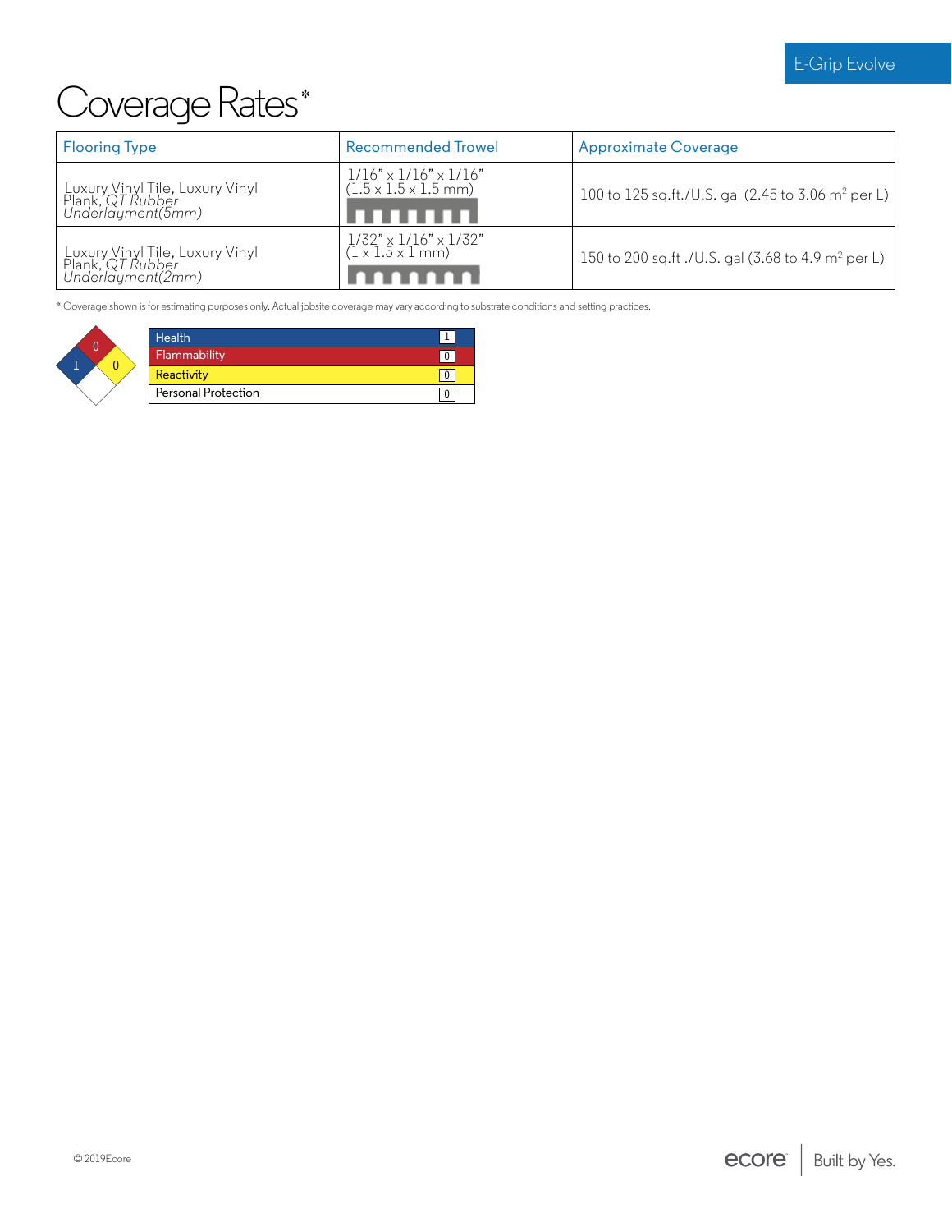# Coverage Rates*

| Flooring Type | Recommended Trowel | Approximate Coverage |
|---|---|---|
| Luxury Vinyl Tile, Luxury Vinyl Plank, *QT Rubber Underlayment(5mm)* | 1/16" x 1/16" x 1/16" (1.5 x 1.5 x 1.5 mm) | 100 to 125 sq.ft./U.S. gal (2.45 to 3.06 $m^2$ per L) |
| Luxury Vinyl Tile, Luxury Vinyl Plank, *QT Rubber Underlayment(2mm)* | 1/32" x 1/16" x 1/32" (1 x 1.5 x 1 mm) | 150 to 200 sq.ft ./U.S. gal (3.68 to 4.9 $m^2$ per L) |

* Coverage shown is for estimating purposes only. Actual jobsite coverage may vary according to substrate conditions and setting practices.

| | |
|---|---|
| Health | 1 |
| Flammability | 0 |
| Reactivity | 0 |
| Personal Protection | 0 |

© 2019Ecore

ecore | Built by Yes.